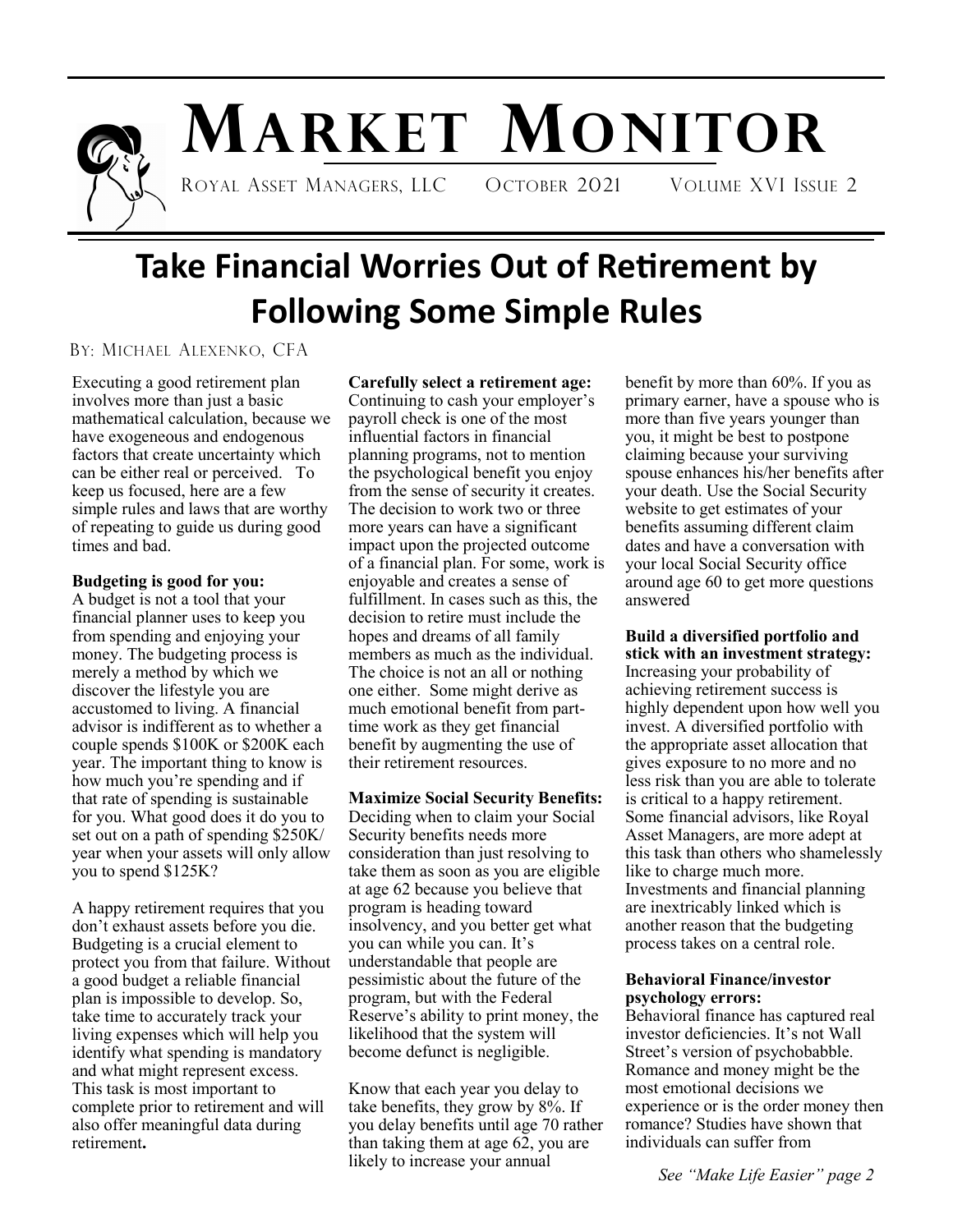# Market Monitor

Royal Asset Managers, LLC — October 2021 — Volume XVI Issue 2

## Take Financial Worries Out of Retirement by Following Some Simple Rules

By: Michael Alexenko, CFA

Executing a good retirement plan involves more than just a basic mathematical calculation, because we have exogeneous and endogenous factors that create uncertainty which can be either real or perceived. To keep us focused, here are a few simple rules and laws that are worthy of repeating to guide us during good times and bad.

**Budgeting is good for you:**
A budget is not a tool that your financial planner uses to keep you from spending and enjoying your money. The budgeting process is merely a method by which we discover the lifestyle you are accustomed to living. A financial advisor is indifferent as to whether a couple spends $100K or $200K each year. The important thing to know is how much you're spending and if that rate of spending is sustainable for you. What good does it do you to set out on a path of spending $250K/year when your assets will only allow you to spend $125K?

A happy retirement requires that you don't exhaust assets before you die. Budgeting is a crucial element to protect you from that failure. Without a good budget a reliable financial plan is impossible to develop. So, take time to accurately track your living expenses which will help you identify what spending is mandatory and what might represent excess. This task is most important to complete prior to retirement and will also offer meaningful data during retirement**.**

**Carefully select a retirement age:**
Continuing to cash your employer's payroll check is one of the most influential factors in financial planning programs, not to mention the psychological benefit you enjoy from the sense of security it creates. The decision to work two or three more years can have a significant impact upon the projected outcome of a financial plan. For some, work is enjoyable and creates a sense of fulfillment. In cases such as this, the decision to retire must include the hopes and dreams of all family members as much as the individual. The choice is not an all or nothing one either. Some might derive as much emotional benefit from part-time work as they get financial benefit by augmenting the use of their retirement resources.

**Maximize Social Security Benefits:**
Deciding when to claim your Social Security benefits needs more consideration than just resolving to take them as soon as you are eligible at age 62 because you believe that program is heading toward insolvency, and you better get what you can while you can. It's understandable that people are pessimistic about the future of the program, but with the Federal Reserve's ability to print money, the likelihood that the system will become defunct is negligible.

Know that each year you delay to take benefits, they grow by 8%. If you delay benefits until age 70 rather than taking them at age 62, you are likely to increase your annual benefit by more than 60%. If you as primary earner, have a spouse who is more than five years younger than you, it might be best to postpone claiming because your surviving spouse enhances his/her benefits after your death. Use the Social Security website to get estimates of your benefits assuming different claim dates and have a conversation with your local Social Security office around age 60 to get more questions answered

**Build a diversified portfolio and stick with an investment strategy:**
Increasing your probability of achieving retirement success is highly dependent upon how well you invest. A diversified portfolio with the appropriate asset allocation that gives exposure to no more and no less risk than you are able to tolerate is critical to a happy retirement. Some financial advisors, like Royal Asset Managers, are more adept at this task than others who shamelessly like to charge much more. Investments and financial planning are inextricably linked which is another reason that the budgeting process takes on a central role.

**Behavioral Finance/investor psychology errors:**
Behavioral finance has captured real investor deficiencies. It's not Wall Street's version of psychobabble. Romance and money might be the most emotional decisions we experience or is the order money then romance? Studies have shown that individuals can suffer from

*See "Make Life Easier" page 2*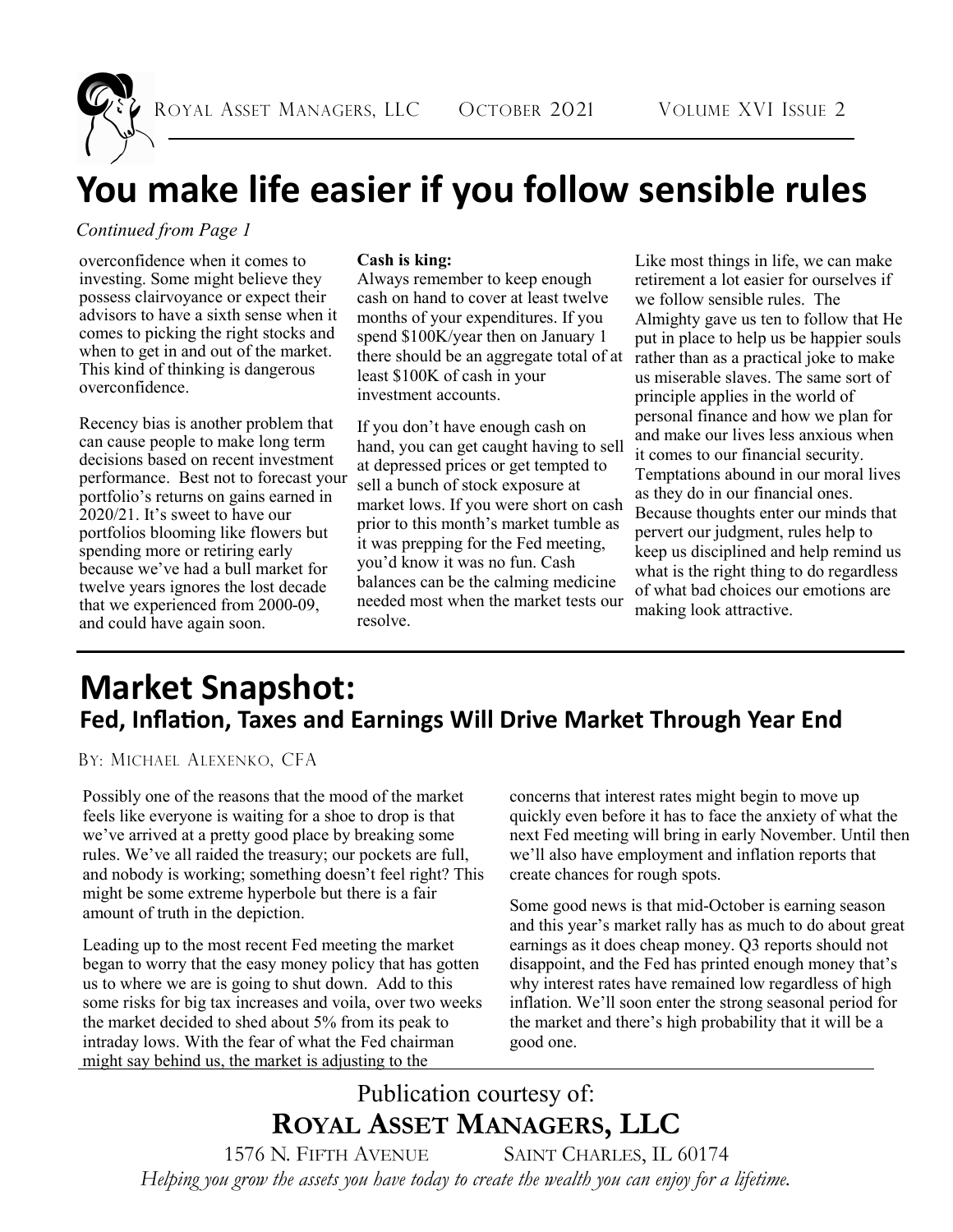# You make life easier if you follow sensible rules

*Continued from Page 1*

overconfidence when it comes to investing. Some might believe they possess clairvoyance or expect their advisors to have a sixth sense when it comes to picking the right stocks and when to get in and out of the market. This kind of thinking is dangerous overconfidence.

Recency bias is another problem that can cause people to make long term decisions based on recent investment performance. Best not to forecast your portfolio's returns on gains earned in 2020/21. It's sweet to have our portfolios blooming like flowers but spending more or retiring early because we've had a bull market for twelve years ignores the lost decade that we experienced from 2000-09, and could have again soon.

**Cash is king:**

Always remember to keep enough cash on hand to cover at least twelve months of your expenditures. If you spend $100K/year then on January 1 there should be an aggregate total of at least $100K of cash in your investment accounts.

If you don't have enough cash on hand, you can get caught having to sell at depressed prices or get tempted to sell a bunch of stock exposure at market lows. If you were short on cash prior to this month's market tumble as it was prepping for the Fed meeting, you'd know it was no fun. Cash balances can be the calming medicine needed most when the market tests our resolve.

Like most things in life, we can make retirement a lot easier for ourselves if we follow sensible rules. The Almighty gave us ten to follow that He put in place to help us be happier souls rather than as a practical joke to make us miserable slaves. The same sort of principle applies in the world of personal finance and how we plan for and make our lives less anxious when it comes to our financial security. Temptations abound in our moral lives as they do in our financial ones. Because thoughts enter our minds that pervert our judgment, rules help to keep us disciplined and help remind us what is the right thing to do regardless of what bad choices our emotions are making look attractive.

# Market Snapshot:

## Fed, Inflation, Taxes and Earnings Will Drive Market Through Year End

By: Michael Alexenko, CFA

Possibly one of the reasons that the mood of the market feels like everyone is waiting for a shoe to drop is that we've arrived at a pretty good place by breaking some rules. We've all raided the treasury; our pockets are full, and nobody is working; something doesn't feel right? This might be some extreme hyperbole but there is a fair amount of truth in the depiction.

Leading up to the most recent Fed meeting the market began to worry that the easy money policy that has gotten us to where we are is going to shut down. Add to this some risks for big tax increases and voila, over two weeks the market decided to shed about 5% from its peak to intraday lows. With the fear of what the Fed chairman might say behind us, the market is adjusting to the concerns that interest rates might begin to move up quickly even before it has to face the anxiety of what the next Fed meeting will bring in early November. Until then we'll also have employment and inflation reports that create chances for rough spots.

Some good news is that mid-October is earning season and this year's market rally has as much to do about great earnings as it does cheap money. Q3 reports should not disappoint, and the Fed has printed enough money that's why interest rates have remained low regardless of high inflation. We'll soon enter the strong seasonal period for the market and there's high probability that it will be a good one.

Publication courtesy of:

**Royal Asset Managers, LLC**

1576 N. Fifth Avenue    Saint Charles, IL 60174

*Helping you grow the assets you have today to create the wealth you can enjoy for a lifetime.*